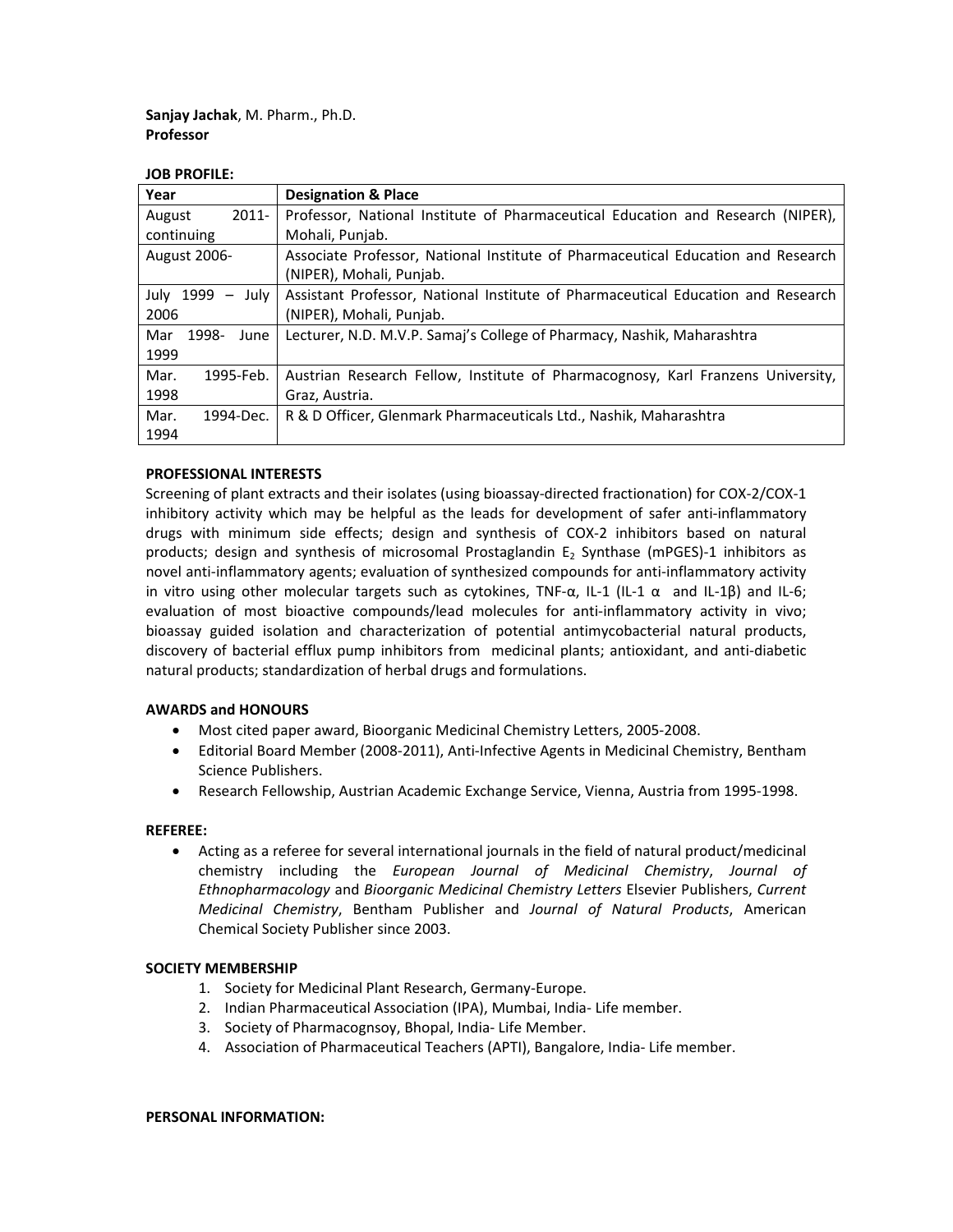**Sanjay Jachak**, M. Pharm., Ph.D.
**Professor**

**JOB PROFILE:**

| Year | Designation & Place |
|---|---|
| August 2011-continuing | Professor, National Institute of Pharmaceutical Education and Research (NIPER), Mohali, Punjab. |
| August 2006- | Associate Professor, National Institute of Pharmaceutical Education and Research (NIPER), Mohali, Punjab. |
| July 1999 – July 2006 | Assistant Professor, National Institute of Pharmaceutical Education and Research (NIPER), Mohali, Punjab. |
| Mar 1998- June 1999 | Lecturer, N.D. M.V.P. Samaj's College of Pharmacy, Nashik, Maharashtra |
| Mar. 1995-Feb. 1998 | Austrian Research Fellow, Institute of Pharmacognosy, Karl Franzens University, Graz, Austria. |
| Mar. 1994-Dec. 1994 | R & D Officer, Glenmark Pharmaceuticals Ltd., Nashik, Maharashtra |

**PROFESSIONAL INTERESTS**

Screening of plant extracts and their isolates (using bioassay-directed fractionation) for COX-2/COX-1 inhibitory activity which may be helpful as the leads for development of safer anti-inflammatory drugs with minimum side effects; design and synthesis of COX-2 inhibitors based on natural products; design and synthesis of microsomal Prostaglandin $E_2$ Synthase (mPGES)-1 inhibitors as novel anti-inflammatory agents; evaluation of synthesized compounds for anti-inflammatory activity in vitro using other molecular targets such as cytokines, TNF-α, IL-1 (IL-1 α and IL-1β) and IL-6; evaluation of most bioactive compounds/lead molecules for anti-inflammatory activity in vivo; bioassay guided isolation and characterization of potential antimycobacterial natural products, discovery of bacterial efflux pump inhibitors from medicinal plants; antioxidant, and anti-diabetic natural products; standardization of herbal drugs and formulations.

**AWARDS and HONOURS**

- Most cited paper award, Bioorganic Medicinal Chemistry Letters, 2005-2008.
- Editorial Board Member (2008-2011), Anti-Infective Agents in Medicinal Chemistry, Bentham Science Publishers.
- Research Fellowship, Austrian Academic Exchange Service, Vienna, Austria from 1995-1998.

**REFEREE:**

- Acting as a referee for several international journals in the field of natural product/medicinal chemistry including the *European Journal of Medicinal Chemistry*, *Journal of Ethnopharmacology* and *Bioorganic Medicinal Chemistry Letters* Elsevier Publishers, *Current Medicinal Chemistry*, Bentham Publisher and *Journal of Natural Products*, American Chemical Society Publisher since 2003.

**SOCIETY MEMBERSHIP**

1. Society for Medicinal Plant Research, Germany-Europe.
2. Indian Pharmaceutical Association (IPA), Mumbai, India- Life member.
3. Society of Pharmacognsoy, Bhopal, India- Life Member.
4. Association of Pharmaceutical Teachers (APTI), Bangalore, India- Life member.

**PERSONAL INFORMATION:**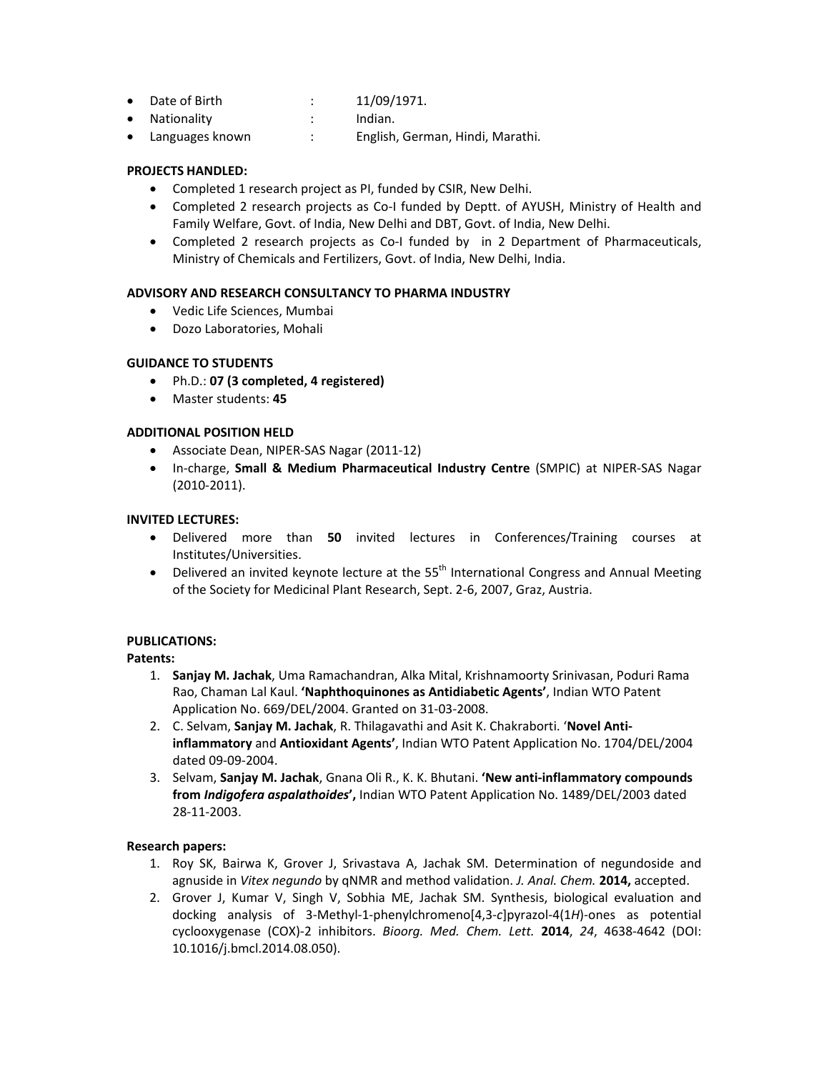- Date of Birth : 11/09/1971.
- Nationality : Indian.
- Languages known : English, German, Hindi, Marathi.

**PROJECTS HANDLED:**

- Completed 1 research project as PI, funded by CSIR, New Delhi.
- Completed 2 research projects as Co-I funded by Deptt. of AYUSH, Ministry of Health and Family Welfare, Govt. of India, New Delhi and DBT, Govt. of India, New Delhi.
- Completed 2 research projects as Co-I funded by in 2 Department of Pharmaceuticals, Ministry of Chemicals and Fertilizers, Govt. of India, New Delhi, India.

**ADVISORY AND RESEARCH CONSULTANCY TO PHARMA INDUSTRY**

- Vedic Life Sciences, Mumbai
- Dozo Laboratories, Mohali

**GUIDANCE TO STUDENTS**

- Ph.D.: **07 (3 completed, 4 registered)**
- Master students: **45**

**ADDITIONAL POSITION HELD**

- Associate Dean, NIPER-SAS Nagar (2011-12)
- In-charge, **Small & Medium Pharmaceutical Industry Centre** (SMPIC) at NIPER-SAS Nagar (2010-2011).

**INVITED LECTURES:**

- Delivered more than **50** invited lectures in Conferences/Training courses at Institutes/Universities.
- Delivered an invited keynote lecture at the 55th International Congress and Annual Meeting of the Society for Medicinal Plant Research, Sept. 2-6, 2007, Graz, Austria.

**PUBLICATIONS:**

**Patents:**

1. **Sanjay M. Jachak**, Uma Ramachandran, Alka Mital, Krishnamoorty Srinivasan, Poduri Rama Rao, Chaman Lal Kaul. **'Naphthoquinones as Antidiabetic Agents'**, Indian WTO Patent Application No. 669/DEL/2004. Granted on 31-03-2008.
2. C. Selvam, **Sanjay M. Jachak**, R. Thilagavathi and Asit K. Chakraborti. '**Novel Anti-inflammatory** and **Antioxidant Agents'**, Indian WTO Patent Application No. 1704/DEL/2004 dated 09-09-2004.
3. Selvam, **Sanjay M. Jachak**, Gnana Oli R., K. K. Bhutani. **'New anti-inflammatory compounds from *Indigofera aspalathoides*',** Indian WTO Patent Application No. 1489/DEL/2003 dated 28-11-2003.

**Research papers:**

1. Roy SK, Bairwa K, Grover J, Srivastava A, Jachak SM. Determination of negundoside and agnuside in *Vitex negundo* by qNMR and method validation. *J. Anal. Chem.* **2014,** accepted.
2. Grover J, Kumar V, Singh V, Sobhia ME, Jachak SM. Synthesis, biological evaluation and docking analysis of 3-Methyl-1-phenylchromeno[4,3-*c*]pyrazol-4(1*H*)-ones as potential cyclooxygenase (COX)-2 inhibitors. *Bioorg. Med. Chem. Lett.* **2014**, *24*, 4638-4642 (DOI: 10.1016/j.bmcl.2014.08.050).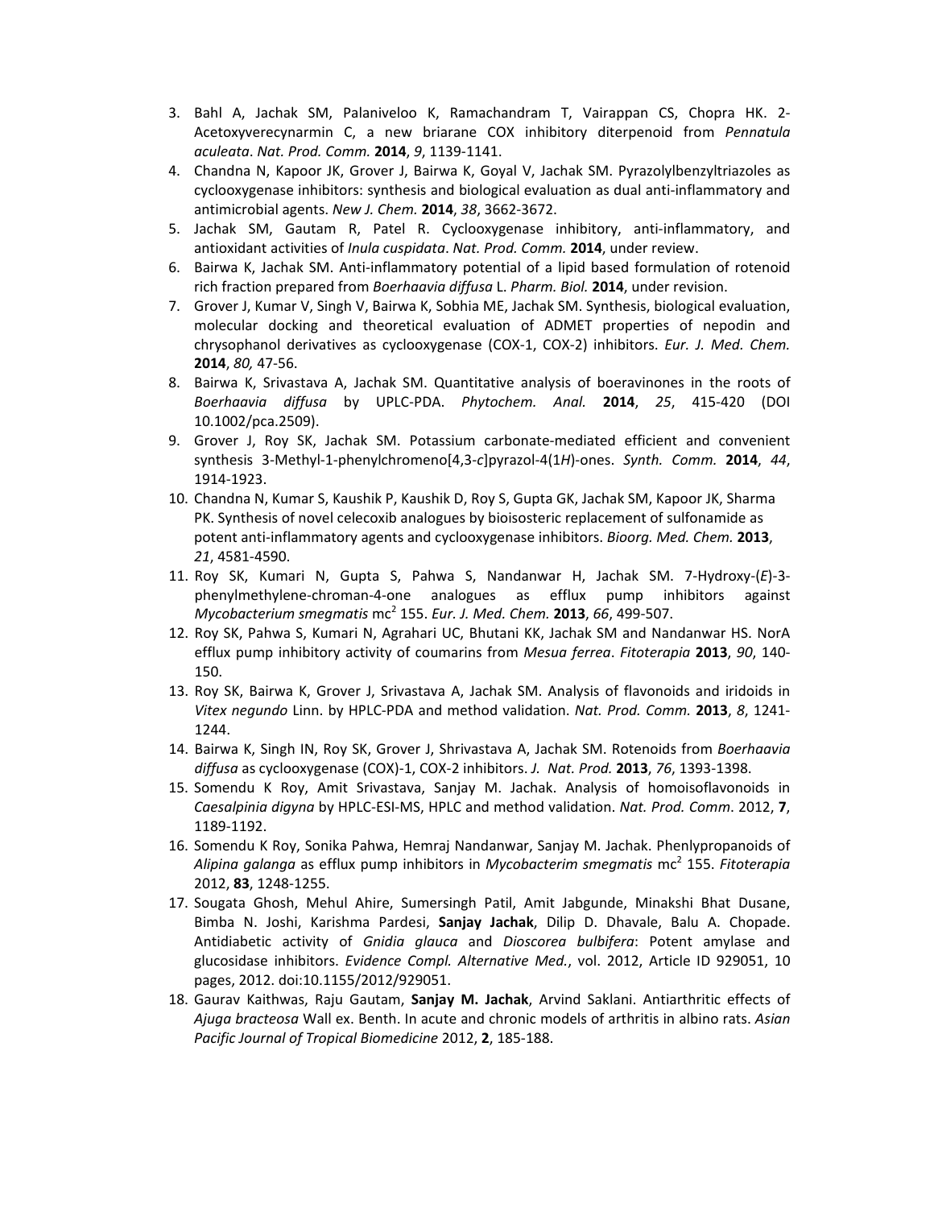3. Bahl A, Jachak SM, Palaniveloo K, Ramachandram T, Vairappan CS, Chopra HK. 2-Acetoxyverecynarmin C, a new briarane COX inhibitory diterpenoid from *Pennatula aculeata*. *Nat. Prod. Comm.* **2014**, *9*, 1139-1141.
4. Chandna N, Kapoor JK, Grover J, Bairwa K, Goyal V, Jachak SM. Pyrazolylbenzyltriazoles as cyclooxygenase inhibitors: synthesis and biological evaluation as dual anti-inflammatory and antimicrobial agents. *New J. Chem.* **2014**, *38*, 3662-3672.
5. Jachak SM, Gautam R, Patel R. Cyclooxygenase inhibitory, anti-inflammatory, and antioxidant activities of *Inula cuspidata*. *Nat. Prod. Comm.* **2014**, under review.
6. Bairwa K, Jachak SM. Anti-inflammatory potential of a lipid based formulation of rotenoid rich fraction prepared from *Boerhaavia diffusa* L. *Pharm. Biol.* **2014**, under revision.
7. Grover J, Kumar V, Singh V, Bairwa K, Sobhia ME, Jachak SM. Synthesis, biological evaluation, molecular docking and theoretical evaluation of ADMET properties of nepodin and chrysophanol derivatives as cyclooxygenase (COX-1, COX-2) inhibitors. *Eur. J. Med. Chem.* **2014**, *80,* 47-56.
8. Bairwa K, Srivastava A, Jachak SM. Quantitative analysis of boeravinones in the roots of *Boerhaavia diffusa* by UPLC-PDA. *Phytochem. Anal.* **2014**, *25*, 415-420 (DOI 10.1002/pca.2509).
9. Grover J, Roy SK, Jachak SM. Potassium carbonate-mediated efficient and convenient synthesis 3-Methyl-1-phenylchromeno[4,3-*c*]pyrazol-4(1*H*)-ones. *Synth. Comm.* **2014**, *44*, 1914-1923.
10. Chandna N, Kumar S, Kaushik P, Kaushik D, Roy S, Gupta GK, Jachak SM, Kapoor JK, Sharma PK. Synthesis of novel celecoxib analogues by bioisosteric replacement of sulfonamide as potent anti-inflammatory agents and cyclooxygenase inhibitors. *Bioorg. Med. Chem.* **2013**, *21*, 4581-4590.
11. Roy SK, Kumari N, Gupta S, Pahwa S, Nandanwar H, Jachak SM. 7-Hydroxy-(*E*)-3-phenylmethylene-chroman-4-one analogues as efflux pump inhibitors against *Mycobacterium smegmatis* mc$^2$ 155. *Eur. J. Med. Chem.* **2013**, *66*, 499-507.
12. Roy SK, Pahwa S, Kumari N, Agrahari UC, Bhutani KK, Jachak SM and Nandanwar HS. NorA efflux pump inhibitory activity of coumarins from *Mesua ferrea*. *Fitoterapia* **2013**, *90*, 140-150.
13. Roy SK, Bairwa K, Grover J, Srivastava A, Jachak SM. Analysis of flavonoids and iridoids in *Vitex negundo* Linn. by HPLC-PDA and method validation. *Nat. Prod. Comm.* **2013**, *8*, 1241-1244.
14. Bairwa K, Singh IN, Roy SK, Grover J, Shrivastava A, Jachak SM. Rotenoids from *Boerhaavia diffusa* as cyclooxygenase (COX)-1, COX-2 inhibitors. *J. Nat. Prod.* **2013**, *76*, 1393-1398.
15. Somendu K Roy, Amit Srivastava, Sanjay M. Jachak. Analysis of homoisoflavonoids in *Caesalpinia digyna* by HPLC-ESI-MS, HPLC and method validation. *Nat. Prod. Comm*. 2012, **7**, 1189-1192.
16. Somendu K Roy, Sonika Pahwa, Hemraj Nandanwar, Sanjay M. Jachak. Phenlypropanoids of *Alipina galanga* as efflux pump inhibitors in *Mycobacterim smegmatis* mc$^2$ 155. *Fitoterapia* 2012, **83**, 1248-1255.
17. Sougata Ghosh, Mehul Ahire, Sumersingh Patil, Amit Jabgunde, Minakshi Bhat Dusane, Bimba N. Joshi, Karishma Pardesi, **Sanjay Jachak**, Dilip D. Dhavale, Balu A. Chopade. Antidiabetic activity of *Gnidia glauca* and *Dioscorea bulbifera*: Potent amylase and glucosidase inhibitors. *Evidence Compl. Alternative Med.*, vol. 2012, Article ID 929051, 10 pages, 2012. doi:10.1155/2012/929051.
18. Gaurav Kaithwas, Raju Gautam, **Sanjay M. Jachak**, Arvind Saklani. Antiarthritic effects of *Ajuga bracteosa* Wall ex. Benth. In acute and chronic models of arthritis in albino rats. *Asian Pacific Journal of Tropical Biomedicine* 2012, **2**, 185-188.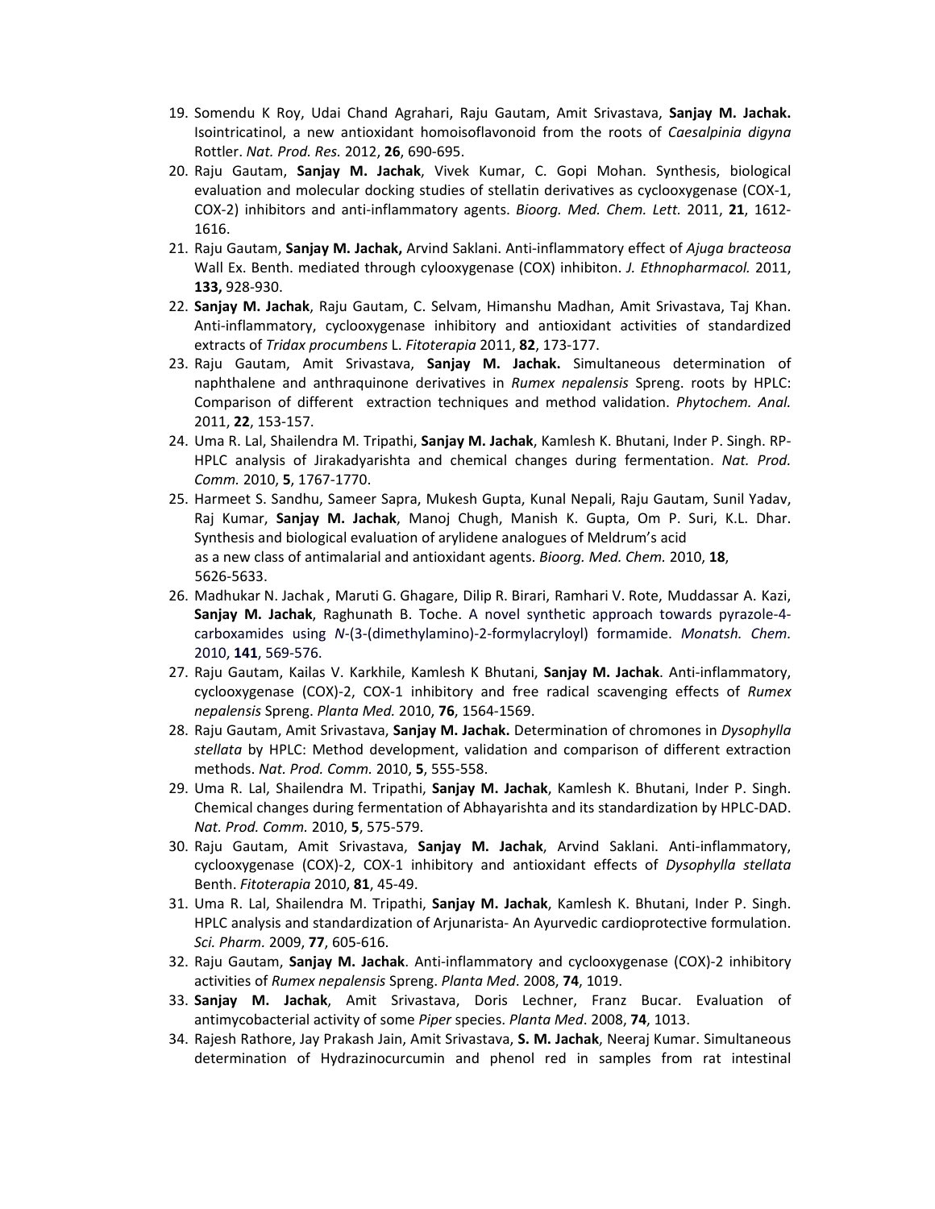19. Somendu K Roy, Udai Chand Agrahari, Raju Gautam, Amit Srivastava, **Sanjay M. Jachak.** Isointricatinol, a new antioxidant homoisoflavonoid from the roots of *Caesalpinia digyna* Rottler. *Nat. Prod. Res.* 2012, **26**, 690-695.
20. Raju Gautam, **Sanjay M. Jachak**, Vivek Kumar, C. Gopi Mohan. Synthesis, biological evaluation and molecular docking studies of stellatin derivatives as cyclooxygenase (COX-1, COX-2) inhibitors and anti-inflammatory agents. *Bioorg. Med. Chem. Lett.* 2011, **21**, 1612-1616.
21. Raju Gautam, **Sanjay M. Jachak,** Arvind Saklani. Anti-inflammatory effect of *Ajuga bracteosa* Wall Ex. Benth. mediated through cylooxygenase (COX) inhibiton. *J. Ethnopharmacol.* 2011, **133,** 928-930.
22. **Sanjay M. Jachak**, Raju Gautam, C. Selvam, Himanshu Madhan, Amit Srivastava, Taj Khan. Anti-inflammatory, cyclooxygenase inhibitory and antioxidant activities of standardized extracts of *Tridax procumbens* L. *Fitoterapia* 2011, **82**, 173-177.
23. Raju Gautam, Amit Srivastava, **Sanjay M. Jachak.** Simultaneous determination of naphthalene and anthraquinone derivatives in *Rumex nepalensis* Spreng. roots by HPLC: Comparison of different extraction techniques and method validation. *Phytochem. Anal.* 2011, **22**, 153-157.
24. Uma R. Lal, Shailendra M. Tripathi, **Sanjay M. Jachak**, Kamlesh K. Bhutani, Inder P. Singh. RP-HPLC analysis of Jirakadyarishta and chemical changes during fermentation. *Nat. Prod. Comm.* 2010, **5**, 1767-1770.
25. Harmeet S. Sandhu, Sameer Sapra, Mukesh Gupta, Kunal Nepali, Raju Gautam, Sunil Yadav, Raj Kumar, **Sanjay M. Jachak**, Manoj Chugh, Manish K. Gupta, Om P. Suri, K.L. Dhar. Synthesis and biological evaluation of arylidene analogues of Meldrum's acid as a new class of antimalarial and antioxidant agents. *Bioorg. Med. Chem.* 2010, **18**, 5626-5633.
26. Madhukar N. Jachak , Maruti G. Ghagare, Dilip R. Birari, Ramhari V. Rote, Muddassar A. Kazi, **Sanjay M. Jachak**, Raghunath B. Toche. A novel synthetic approach towards pyrazole-4-carboxamides using *N*-(3-(dimethylamino)-2-formylacryloyl) formamide. *Monatsh. Chem.* 2010, **141**, 569-576.
27. Raju Gautam, Kailas V. Karkhile, Kamlesh K Bhutani, **Sanjay M. Jachak**. Anti-inflammatory, cyclooxygenase (COX)-2, COX-1 inhibitory and free radical scavenging effects of *Rumex nepalensis* Spreng. *Planta Med.* 2010, **76**, 1564-1569.
28. Raju Gautam, Amit Srivastava, **Sanjay M. Jachak.** Determination of chromones in *Dysophylla stellata* by HPLC: Method development, validation and comparison of different extraction methods. *Nat. Prod. Comm.* 2010, **5**, 555-558.
29. Uma R. Lal, Shailendra M. Tripathi, **Sanjay M. Jachak**, Kamlesh K. Bhutani, Inder P. Singh. Chemical changes during fermentation of Abhayarishta and its standardization by HPLC-DAD. *Nat. Prod. Comm.* 2010, **5**, 575-579.
30. Raju Gautam, Amit Srivastava, **Sanjay M. Jachak**, Arvind Saklani. Anti-inflammatory, cyclooxygenase (COX)-2, COX-1 inhibitory and antioxidant effects of *Dysophylla stellata* Benth. *Fitoterapia* 2010, **81**, 45-49.
31. Uma R. Lal, Shailendra M. Tripathi, **Sanjay M. Jachak**, Kamlesh K. Bhutani, Inder P. Singh. HPLC analysis and standardization of Arjunarista- An Ayurvedic cardioprotective formulation. *Sci. Pharm.* 2009, **77**, 605-616.
32. Raju Gautam, **Sanjay M. Jachak**. Anti-inflammatory and cyclooxygenase (COX)-2 inhibitory activities of *Rumex nepalensis* Spreng. *Planta Med*. 2008, **74**, 1019.
33. **Sanjay M. Jachak**, Amit Srivastava, Doris Lechner, Franz Bucar. Evaluation of antimycobacterial activity of some *Piper* species. *Planta Med*. 2008, **74**, 1013.
34. Rajesh Rathore, Jay Prakash Jain, Amit Srivastava, **S. M. Jachak**, Neeraj Kumar. Simultaneous determination of Hydrazinocurcumin and phenol red in samples from rat intestinal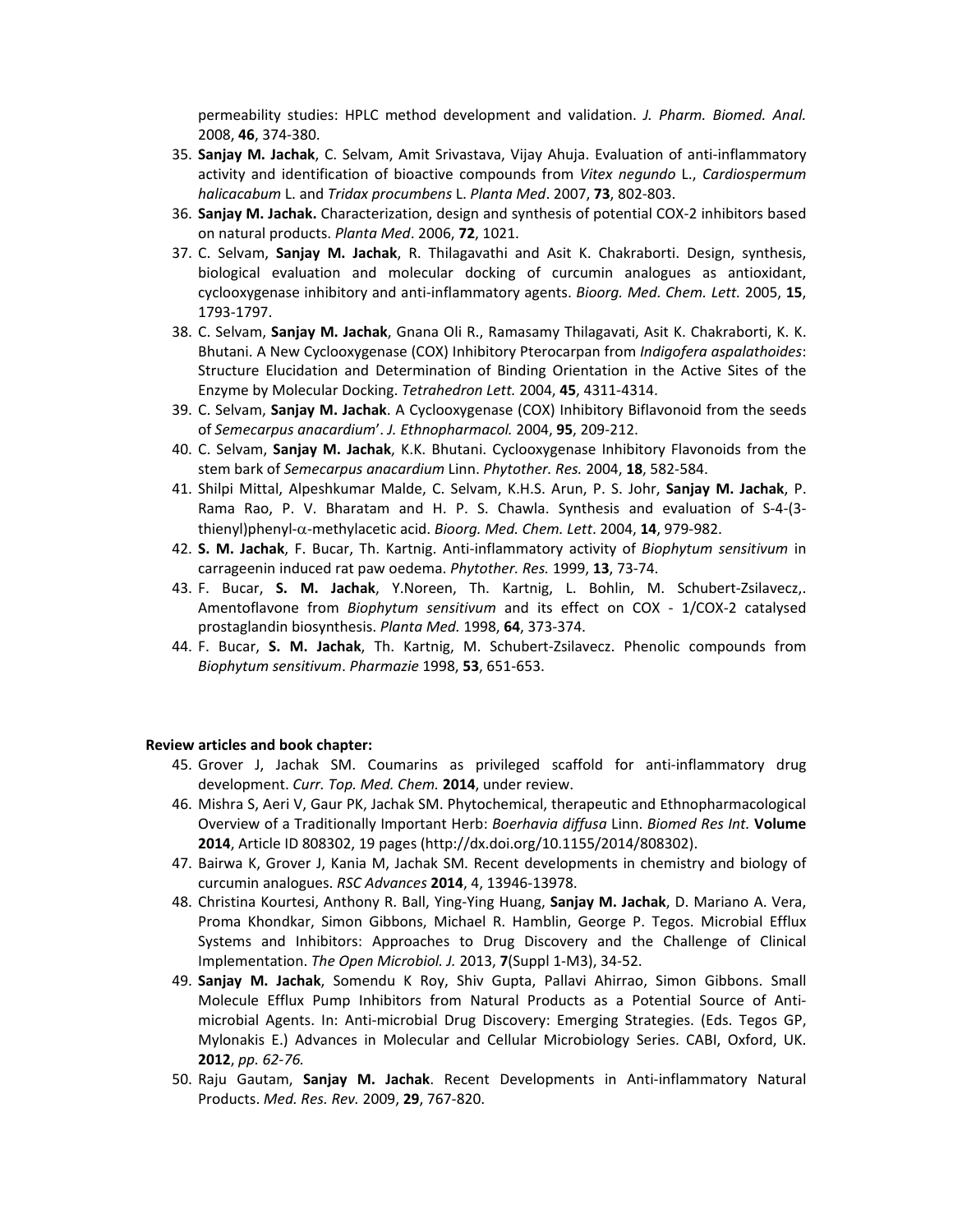permeability studies: HPLC method development and validation. *J. Pharm. Biomed. Anal.* 2008, **46**, 374-380.

35. **Sanjay M. Jachak**, C. Selvam, Amit Srivastava, Vijay Ahuja. Evaluation of anti-inflammatory activity and identification of bioactive compounds from *Vitex negundo* L., *Cardiospermum halicacabum* L. and *Tridax procumbens* L. *Planta Med*. 2007, **73**, 802-803.
36. **Sanjay M. Jachak.** Characterization, design and synthesis of potential COX-2 inhibitors based on natural products. *Planta Med*. 2006, **72**, 1021.
37. C. Selvam, **Sanjay M. Jachak**, R. Thilagavathi and Asit K. Chakraborti. Design, synthesis, biological evaluation and molecular docking of curcumin analogues as antioxidant, cyclooxygenase inhibitory and anti-inflammatory agents. *Bioorg. Med. Chem. Lett.* 2005, **15**, 1793-1797.
38. C. Selvam, **Sanjay M. Jachak**, Gnana Oli R., Ramasamy Thilagavati, Asit K. Chakraborti, K. K. Bhutani. A New Cyclooxygenase (COX) Inhibitory Pterocarpan from *Indigofera aspalathoides*: Structure Elucidation and Determination of Binding Orientation in the Active Sites of the Enzyme by Molecular Docking. *Tetrahedron Lett.* 2004, **45**, 4311-4314.
39. C. Selvam, **Sanjay M. Jachak**. A Cyclooxygenase (COX) Inhibitory Biflavonoid from the seeds of *Semecarpus anacardium*'. *J. Ethnopharmacol.* 2004, **95**, 209-212.
40. C. Selvam, **Sanjay M. Jachak**, K.K. Bhutani. Cyclooxygenase Inhibitory Flavonoids from the stem bark of *Semecarpus anacardium* Linn. *Phytother. Res.* 2004, **18**, 582-584.
41. Shilpi Mittal, Alpeshkumar Malde, C. Selvam, K.H.S. Arun, P. S. Johr, **Sanjay M. Jachak**, P. Rama Rao, P. V. Bharatam and H. P. S. Chawla. Synthesis and evaluation of S-4-(3-thienyl)phenyl-$\alpha$-methylacetic acid. *Bioorg. Med. Chem. Lett*. 2004, **14**, 979-982.
42. **S. M. Jachak**, F. Bucar, Th. Kartnig. Anti-inflammatory activity of *Biophytum sensitivum* in carrageenin induced rat paw oedema. *Phytother. Res.* 1999, **13**, 73-74.
43. F. Bucar, **S. M. Jachak**, Y.Noreen, Th. Kartnig, L. Bohlin, M. Schubert-Zsilavecz,. Amentoflavone from *Biophytum sensitivum* and its effect on COX - 1/COX-2 catalysed prostaglandin biosynthesis. *Planta Med.* 1998, **64**, 373-374.
44. F. Bucar, **S. M. Jachak**, Th. Kartnig, M. Schubert-Zsilavecz. Phenolic compounds from *Biophytum sensitivum*. *Pharmazie* 1998, **53**, 651-653.

**Review articles and book chapter:**

45. Grover J, Jachak SM. Coumarins as privileged scaffold for anti-inflammatory drug development. *Curr. Top. Med. Chem.* **2014**, under review.
46. Mishra S, Aeri V, Gaur PK, Jachak SM. Phytochemical, therapeutic and Ethnopharmacological Overview of a Traditionally Important Herb: *Boerhavia diffusa* Linn. *Biomed Res Int.* **Volume 2014**, Article ID 808302, 19 pages (http://dx.doi.org/10.1155/2014/808302).
47. Bairwa K, Grover J, Kania M, Jachak SM. Recent developments in chemistry and biology of curcumin analogues. *RSC Advances* **2014**, 4, 13946-13978.
48. Christina Kourtesi, Anthony R. Ball, Ying-Ying Huang, **Sanjay M. Jachak**, D. Mariano A. Vera, Proma Khondkar, Simon Gibbons, Michael R. Hamblin, George P. Tegos. Microbial Efflux Systems and Inhibitors: Approaches to Drug Discovery and the Challenge of Clinical Implementation. *The Open Microbiol. J.* 2013, **7**(Suppl 1-M3), 34-52.
49. **Sanjay M. Jachak**, Somendu K Roy, Shiv Gupta, Pallavi Ahirrao, Simon Gibbons. Small Molecule Efflux Pump Inhibitors from Natural Products as a Potential Source of Anti-microbial Agents. In: Anti-microbial Drug Discovery: Emerging Strategies. (Eds. Tegos GP, Mylonakis E.) Advances in Molecular and Cellular Microbiology Series. CABI, Oxford, UK. **2012**, *pp. 62-76.*
50. Raju Gautam, **Sanjay M. Jachak**. Recent Developments in Anti-inflammatory Natural Products. *Med. Res. Rev.* 2009, **29**, 767-820.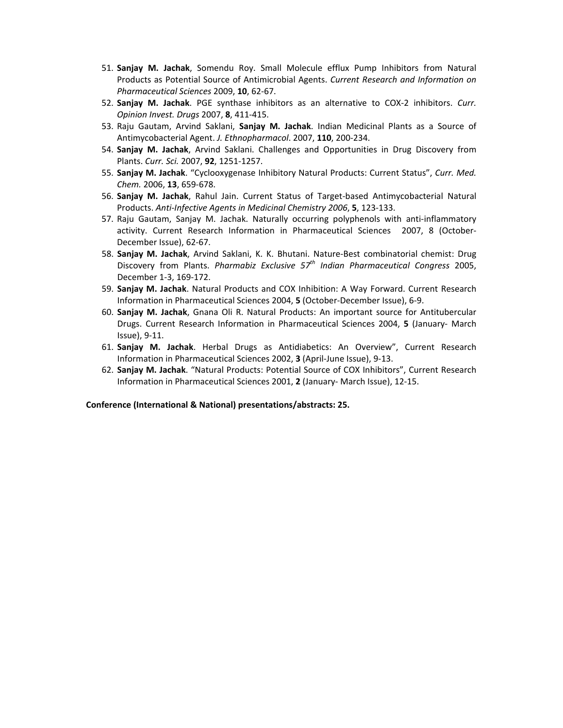51. **Sanjay M. Jachak**, Somendu Roy. Small Molecule efflux Pump Inhibitors from Natural Products as Potential Source of Antimicrobial Agents. *Current Research and Information on Pharmaceutical Sciences* 2009, **10**, 62-67.
52. **Sanjay M. Jachak**. PGE synthase inhibitors as an alternative to COX-2 inhibitors. *Curr. Opinion Invest. Drugs* 2007, **8**, 411-415.
53. Raju Gautam, Arvind Saklani, **Sanjay M. Jachak**. Indian Medicinal Plants as a Source of Antimycobacterial Agent. *J. Ethnopharmacol*. 2007, **110**, 200-234.
54. **Sanjay M. Jachak**, Arvind Saklani. Challenges and Opportunities in Drug Discovery from Plants. *Curr. Sci.* 2007, **92**, 1251-1257.
55. **Sanjay M. Jachak**. "Cyclooxygenase Inhibitory Natural Products: Current Status", *Curr. Med. Chem.* 2006, **13**, 659-678.
56. **Sanjay M. Jachak**, Rahul Jain. Current Status of Target-based Antimycobacterial Natural Products. *Anti-Infective Agents in Medicinal Chemistry 2006*, **5**, 123-133.
57. Raju Gautam, Sanjay M. Jachak. Naturally occurring polyphenols with anti-inflammatory activity. Current Research Information in Pharmaceutical Sciences 2007, 8 (October-December Issue), 62-67.
58. **Sanjay M. Jachak**, Arvind Saklani, K. K. Bhutani. Nature-Best combinatorial chemist: Drug Discovery from Plants. *Pharmabiz Exclusive 57th Indian Pharmaceutical Congress* 2005, December 1-3, 169-172.
59. **Sanjay M. Jachak**. Natural Products and COX Inhibition: A Way Forward. Current Research Information in Pharmaceutical Sciences 2004, **5** (October-December Issue), 6-9.
60. **Sanjay M. Jachak**, Gnana Oli R. Natural Products: An important source for Antitubercular Drugs. Current Research Information in Pharmaceutical Sciences 2004, **5** (January- March Issue), 9-11.
61. **Sanjay M. Jachak**. Herbal Drugs as Antidiabetics: An Overview", Current Research Information in Pharmaceutical Sciences 2002, **3** (April-June Issue), 9-13.
62. **Sanjay M. Jachak**. "Natural Products: Potential Source of COX Inhibitors", Current Research Information in Pharmaceutical Sciences 2001, **2** (January- March Issue), 12-15.

**Conference (International & National) presentations/abstracts: 25.**